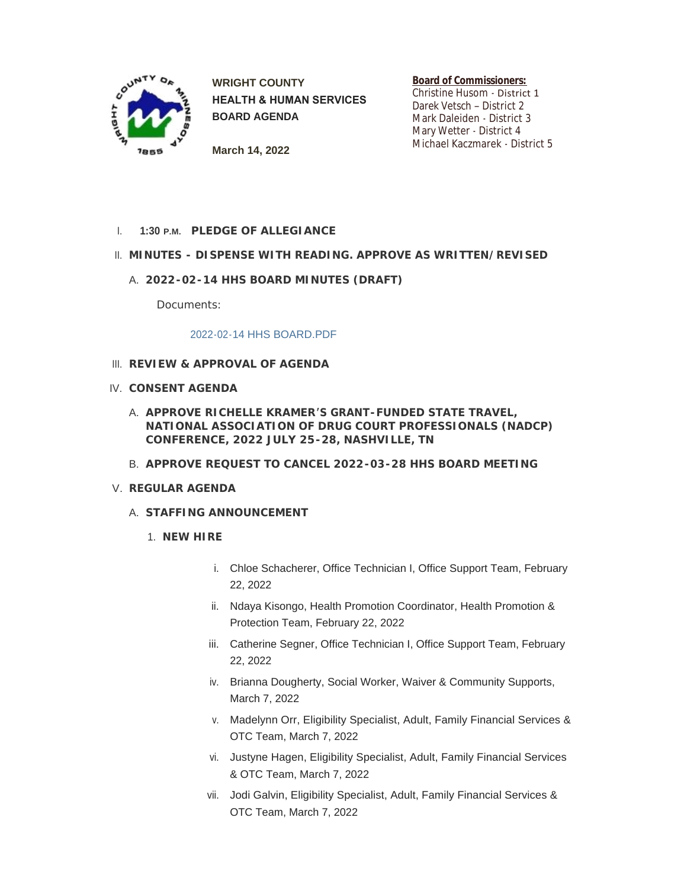**WRIGHT COUNTY**
**HEALTH & HUMAN SERVICES**
**BOARD AGENDA**

**March 14, 2022**

**Board of Commissioners:**
Christine Husom - District 1
Darek Vetsch – District 2
Mark Daleiden - District 3
Mary Wetter - District 4
Michael Kaczmarek - District 5

I. **1:30 P.M. PLEDGE OF ALLEGIANCE**

II. **MINUTES - DISPENSE WITH READING. APPROVE AS WRITTEN/REVISED**

   A. **2022-02-14 HHS BOARD MINUTES (DRAFT)**

      Documents:

      2022-02-14 HHS BOARD.PDF

III. **REVIEW & APPROVAL OF AGENDA**

IV. **CONSENT AGENDA**

   A. **APPROVE RICHELLE KRAMER'S GRANT-FUNDED STATE TRAVEL, NATIONAL ASSOCIATION OF DRUG COURT PROFESSIONALS (NADCP) CONFERENCE, 2022 JULY 25-28, NASHVILLE, TN**

   B. **APPROVE REQUEST TO CANCEL 2022-03-28 HHS BOARD MEETING**

V. **REGULAR AGENDA**

   A. **STAFFING ANNOUNCEMENT**

      1. **NEW HIRE**

         i. Chloe Schacherer, Office Technician I, Office Support Team, February 22, 2022
         ii. Ndaya Kisongo, Health Promotion Coordinator, Health Promotion & Protection Team, February 22, 2022
         iii. Catherine Segner, Office Technician I, Office Support Team, February 22, 2022
         iv. Brianna Dougherty, Social Worker, Waiver & Community Supports, March 7, 2022
         v. Madelynn Orr, Eligibility Specialist, Adult, Family Financial Services & OTC Team, March 7, 2022
         vi. Justyne Hagen, Eligibility Specialist, Adult, Family Financial Services & OTC Team, March 7, 2022
         vii. Jodi Galvin, Eligibility Specialist, Adult, Family Financial Services & OTC Team, March 7, 2022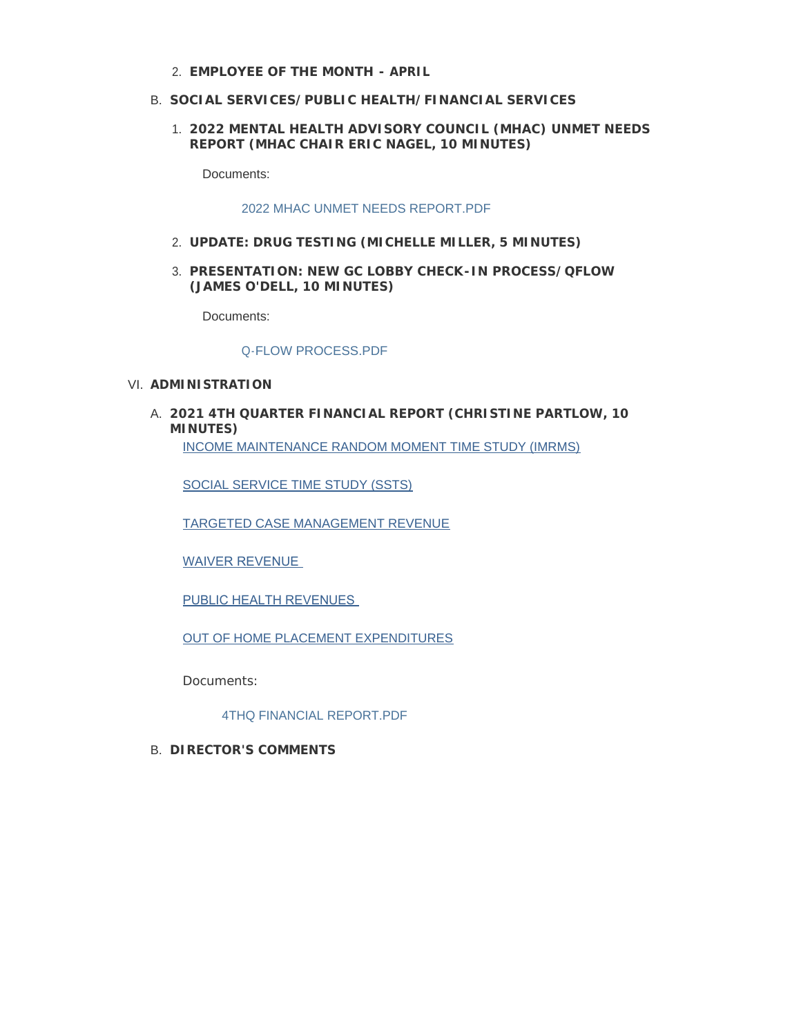2. **EMPLOYEE OF THE MONTH - APRIL**

B. **SOCIAL SERVICES/PUBLIC HEALTH/FINANCIAL SERVICES**

1. **2022 MENTAL HEALTH ADVISORY COUNCIL (MHAC) UNMET NEEDS REPORT (MHAC CHAIR ERIC NAGEL, 10 MINUTES)**

   Documents:

   2022 MHAC UNMET NEEDS REPORT.PDF

2. **UPDATE: DRUG TESTING (MICHELLE MILLER, 5 MINUTES)**

3. **PRESENTATION: NEW GC LOBBY CHECK-IN PROCESS/QFLOW (JAMES O'DELL, 10 MINUTES)**

   Documents:

   Q-FLOW PROCESS.PDF

VI. **ADMINISTRATION**

A. **2021 4TH QUARTER FINANCIAL REPORT (CHRISTINE PARTLOW, 10 MINUTES)**

INCOME MAINTENANCE RANDOM MOMENT TIME STUDY (IMRMS)

SOCIAL SERVICE TIME STUDY (SSTS)

TARGETED CASE MANAGEMENT REVENUE

WAIVER REVENUE

PUBLIC HEALTH REVENUES

OUT OF HOME PLACEMENT EXPENDITURES

Documents:

4THQ FINANCIAL REPORT.PDF

B. **DIRECTOR'S COMMENTS**